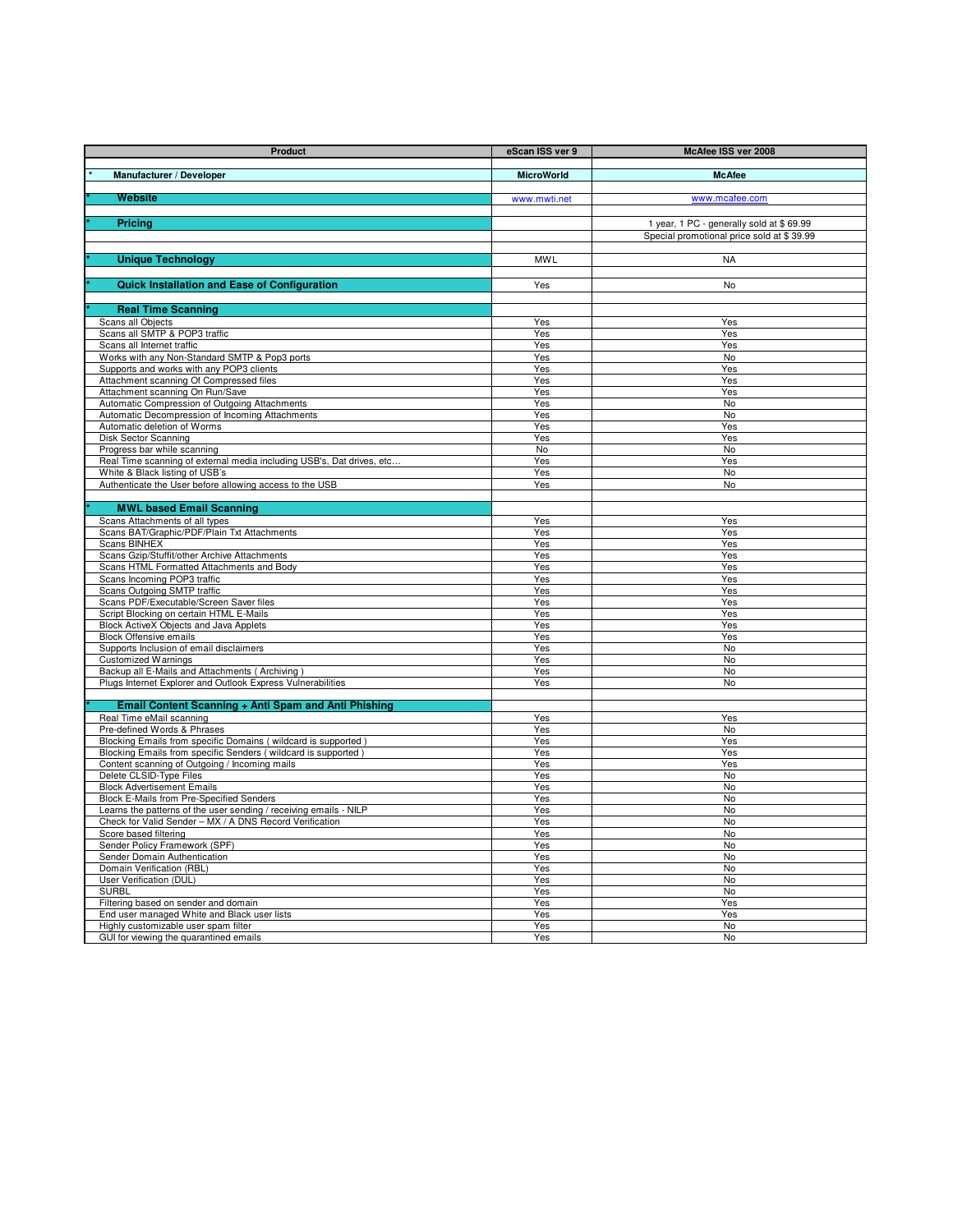| Product | eScan ISS ver 9 | McAfee ISS ver 2008 |
|---|---|---|
| * Manufacturer / Developer | MicroWorld | McAfee |
| * **Website** | www.mwti.net | www.mcafee.com |
| * **Pricing** | | 1 year, 1 PC - generally sold at $ 69.99 |
| | | Special promotional price sold at $ 39.99 |
| * **Unique Technology** | MWL | NA |
| * **Quick Installation and Ease of Configuration** | Yes | No |
| * **Real Time Scanning** | | |
| Scans all Objects | Yes | Yes |
| Scans all SMTP & POP3 traffic | Yes | Yes |
| Scans all Internet traffic | Yes | Yes |
| Works with any Non-Standard SMTP & Pop3 ports | Yes | No |
| Supports and works with any POP3 clients | Yes | Yes |
| Attachment scanning Of Compressed files | Yes | Yes |
| Attachment scanning On Run/Save | Yes | Yes |
| Automatic Compression of Outgoing Attachments | Yes | No |
| Automatic Decompression of Incoming Attachments | Yes | No |
| Automatic deletion of Worms | Yes | Yes |
| Disk Sector Scanning | Yes | Yes |
| Progress bar while scanning | No | No |
| Real Time scanning of external media including USB's, Dat drives, etc… | Yes | Yes |
| White & Black listing of USB's | Yes | No |
| Authenticate the User before allowing access to the USB | Yes | No |
| * **MWL based Email Scanning** | | |
| Scans Attachments of all types | Yes | Yes |
| Scans BAT/Graphic/PDF/Plain Txt Attachments | Yes | Yes |
| Scans BINHEX | Yes | Yes |
| Scans Gzip/Stuffit/other Archive Attachments | Yes | Yes |
| Scans HTML Formatted Attachments and Body | Yes | Yes |
| Scans Incoming POP3 traffic | Yes | Yes |
| Scans Outgoing SMTP traffic | Yes | Yes |
| Scans PDF/Executable/Screen Saver files | Yes | Yes |
| Script Blocking on certain HTML E-Mails | Yes | Yes |
| Block ActiveX Objects and Java Applets | Yes | Yes |
| Block Offensive emails | Yes | Yes |
| Supports Inclusion of email disclaimers | Yes | No |
| Customized Warnings | Yes | No |
| Backup all E-Mails and Attachments ( Archiving ) | Yes | No |
| Plugs Internet Explorer and Outlook Express Vulnerabilities | Yes | No |
| * **Email Content Scanning + Anti Spam and Anti Phishing** | | |
| Real Time eMail scanning | Yes | Yes |
| Pre-defined Words & Phrases | Yes | No |
| Blocking Emails from specific Domains ( wildcard is supported ) | Yes | Yes |
| Blocking Emails from specific Senders ( wildcard is supported ) | Yes | Yes |
| Content scanning of Outgoing / Incoming mails | Yes | Yes |
| Delete CLSID-Type Files | Yes | No |
| Block Advertisement Emails | Yes | No |
| Block E-Mails from Pre-Specified Senders | Yes | No |
| Learns the patterns of the user sending / receiving emails - NILP | Yes | No |
| Check for Valid Sender – MX / A DNS Record Verification | Yes | No |
| Score based filtering | Yes | No |
| Sender Policy Framework (SPF) | Yes | No |
| Sender Domain Authentication | Yes | No |
| Domain Verification (RBL) | Yes | No |
| User Verification (DUL) | Yes | No |
| SURBL | Yes | No |
| Filtering based on sender and domain | Yes | Yes |
| End user managed White and Black user lists | Yes | Yes |
| Highly customizable user spam filter | Yes | No |
| GUI for viewing the quarantined emails | Yes | No |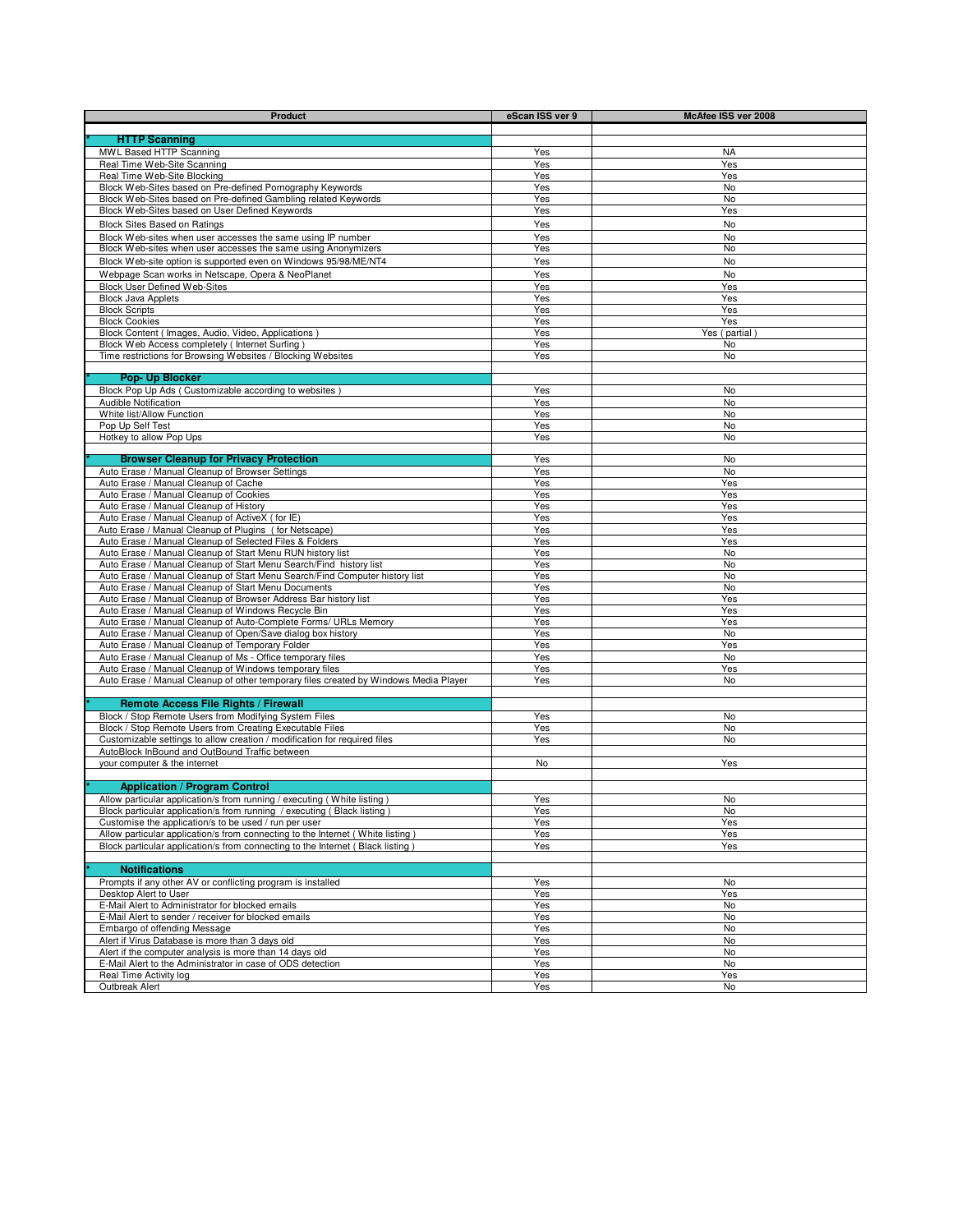| Product | eScan ISS ver 9 | McAfee ISS ver 2008 |
|---|---|---|
| * **HTTP Scanning** | | |
| MWL Based HTTP Scanning | Yes | NA |
| Real Time Web-Site Scanning | Yes | Yes |
| Real Time Web-Site Blocking | Yes | Yes |
| Block Web-Sites based on Pre-defined Pornography Keywords | Yes | No |
| Block Web-Sites based on Pre-defined Gambling related Keywords | Yes | No |
| Block Web-Sites based on User Defined Keywords | Yes | Yes |
| Block Sites Based on Ratings | Yes | No |
| Block Web-sites when user accesses the same using IP number | Yes | No |
| Block Web-sites when user accesses the same using Anonymizers | Yes | No |
| Block Web-site option is supported even on Windows 95/98/ME/NT4 | Yes | No |
| Webpage Scan works in Netscape, Opera & NeoPlanet | Yes | No |
| Block User Defined Web-Sites | Yes | Yes |
| Block Java Applets | Yes | Yes |
| Block Scripts | Yes | Yes |
| Block Cookies | Yes | Yes |
| Block Content ( Images, Audio, Video, Applications ) | Yes | Yes ( partial ) |
| Block Web Access completely ( Internet Surfing ) | Yes | No |
| Time restrictions for Browsing Websites / Blocking Websites | Yes | No |
| | | |
| * **Pop- Up Blocker** | | |
| Block Pop Up Ads ( Customizable according to websites ) | Yes | No |
| Audible Notification | Yes | No |
| White list/Allow Function | Yes | No |
| Pop Up Self Test | Yes | No |
| Hotkey to allow Pop Ups | Yes | No |
| | | |
| * **Browser Cleanup for Privacy Protection** | Yes | No |
| Auto Erase / Manual Cleanup of Browser Settings | Yes | No |
| Auto Erase / Manual Cleanup of Cache | Yes | Yes |
| Auto Erase / Manual Cleanup of Cookies | Yes | Yes |
| Auto Erase / Manual Cleanup of History | Yes | Yes |
| Auto Erase / Manual Cleanup of ActiveX ( for IE) | Yes | Yes |
| Auto Erase / Manual Cleanup of Plugins ( for Netscape) | Yes | Yes |
| Auto Erase / Manual Cleanup of Selected Files & Folders | Yes | Yes |
| Auto Erase / Manual Cleanup of Start Menu RUN history list | Yes | No |
| Auto Erase / Manual Cleanup of Start Menu Search/Find history list | Yes | No |
| Auto Erase / Manual Cleanup of Start Menu Search/Find Computer history list | Yes | No |
| Auto Erase / Manual Cleanup of Start Menu Documents | Yes | No |
| Auto Erase / Manual Cleanup of Browser Address Bar history list | Yes | Yes |
| Auto Erase / Manual Cleanup of Windows Recycle Bin | Yes | Yes |
| Auto Erase / Manual Cleanup of Auto-Complete Forms/ URLs Memory | Yes | Yes |
| Auto Erase / Manual Cleanup of Open/Save dialog box history | Yes | No |
| Auto Erase / Manual Cleanup of Temporary Folder | Yes | Yes |
| Auto Erase / Manual Cleanup of Ms - Office temporary files | Yes | No |
| Auto Erase / Manual Cleanup of Windows temporary files | Yes | Yes |
| Auto Erase / Manual Cleanup of other temporary files created by Windows Media Player | Yes | No |
| | | |
| * **Remote Access File Rights / Firewall** | | |
| Block / Stop Remote Users from Modifying System Files | Yes | No |
| Block / Stop Remote Users from Creating Executable Files | Yes | No |
| Customizable settings to allow creation / modification for required files | Yes | No |
| AutoBlock InBound and OutBound Traffic between your computer & the internet | No | Yes |
| | | |
| * **Application / Program Control** | | |
| Allow particular application/s from running / executing ( White listing ) | Yes | No |
| Block particular application/s from running / executing ( Black listing ) | Yes | No |
| Customise the application/s to be used / run per user | Yes | Yes |
| Allow particular application/s from connecting to the Internet ( White listing ) | Yes | Yes |
| Block particular application/s from connecting to the Internet ( Black listing ) | Yes | Yes |
| | | |
| * **Notifications** | | |
| Prompts if any other AV or conflicting program is installed | Yes | No |
| Desktop Alert to User | Yes | Yes |
| E-Mail Alert to Administrator for blocked emails | Yes | No |
| E-Mail Alert to sender / receiver for blocked emails | Yes | No |
| Embargo of offending Message | Yes | No |
| Alert if Virus Database is more than 3 days old | Yes | No |
| Alert if the computer analysis is more than 14 days old | Yes | No |
| E-Mail Alert to the Administrator in case of ODS detection | Yes | No |
| Real Time Activity log | Yes | Yes |
| Outbreak Alert | Yes | No |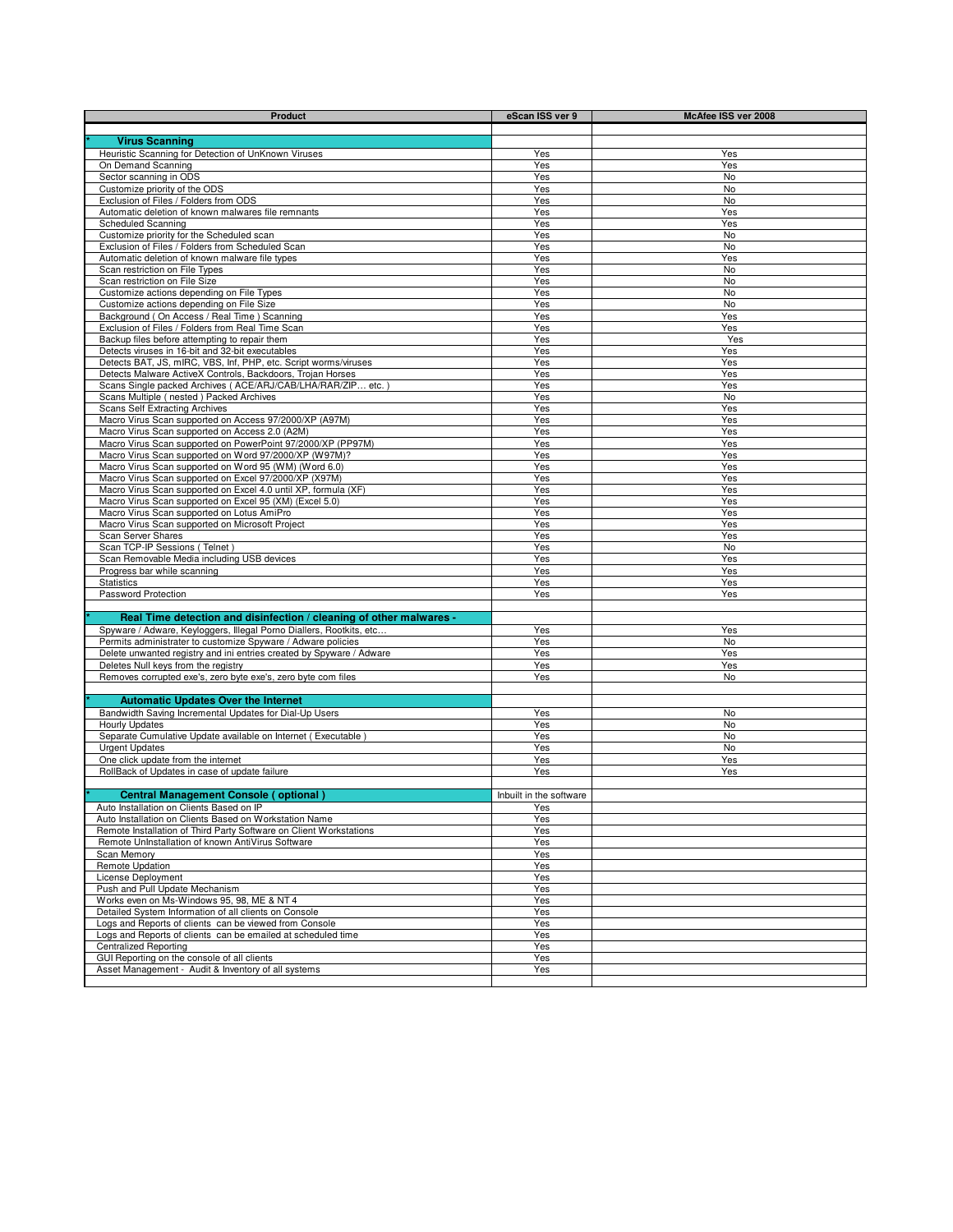| Product | eScan ISS ver 9 | McAfee ISS ver 2008 |
|---|---|---|
| | | |
| * **Virus Scanning** | | |
| Heuristic Scanning for Detection of UnKnown Viruses | Yes | Yes |
| On Demand Scanning | Yes | Yes |
| Sector scanning in ODS | Yes | No |
| Customize priority of the ODS | Yes | No |
| Exclusion of Files / Folders from ODS | Yes | No |
| Automatic deletion of known malwares file remnants | Yes | Yes |
| Scheduled Scanning | Yes | Yes |
| Customize priority for the Scheduled scan | Yes | No |
| Exclusion of Files / Folders from Scheduled Scan | Yes | No |
| Automatic deletion of known malware file types | Yes | Yes |
| Scan restriction on File Types | Yes | No |
| Scan restriction on File Size | Yes | No |
| Customize actions depending on File Types | Yes | No |
| Customize actions depending on File Size | Yes | No |
| Background ( On Access / Real Time ) Scanning | Yes | Yes |
| Exclusion of Files / Folders from Real Time Scan | Yes | Yes |
| Backup files before attempting to repair them | Yes | Yes |
| Detects viruses in 16-bit and 32-bit executables | Yes | Yes |
| Detects BAT, JS, mIRC, VBS, Inf, PHP, etc. Script worms/viruses | Yes | Yes |
| Detects Malware ActiveX Controls, Backdoors, Trojan Horses | Yes | Yes |
| Scans Single packed Archives ( ACE/ARJ/CAB/LHA/RAR/ZIP… etc. ) | Yes | Yes |
| Scans Multiple ( nested ) Packed Archives | Yes | No |
| Scans Self Extracting Archives | Yes | Yes |
| Macro Virus Scan supported on Access 97/2000/XP (A97M) | Yes | Yes |
| Macro Virus Scan supported on Access 2.0 (A2M) | Yes | Yes |
| Macro Virus Scan supported on PowerPoint 97/2000/XP (PP97M) | Yes | Yes |
| Macro Virus Scan supported on Word 97/2000/XP (W97M)? | Yes | Yes |
| Macro Virus Scan supported on Word 95 (WM) (Word 6.0) | Yes | Yes |
| Macro Virus Scan supported on Excel 97/2000/XP (X97M) | Yes | Yes |
| Macro Virus Scan supported on Excel 4.0 until XP, formula (XF) | Yes | Yes |
| Macro Virus Scan supported on Excel 95 (XM) (Excel 5.0) | Yes | Yes |
| Macro Virus Scan supported on Lotus AmiPro | Yes | Yes |
| Macro Virus Scan supported on Microsoft Project | Yes | Yes |
| Scan Server Shares | Yes | Yes |
| Scan TCP-IP Sessions ( Telnet ) | Yes | No |
| Scan Removable Media including USB devices | Yes | Yes |
| Progress bar while scanning | Yes | Yes |
| Statistics | Yes | Yes |
| Password Protection | Yes | Yes |
| | | |
| * **Real Time detection and disinfection / cleaning of other malwares -** | | |
| Spyware / Adware, Keyloggers, Illegal Porno Diallers, Rootkits, etc… | Yes | Yes |
| Permits administrater to customize Spyware / Adware policies | Yes | No |
| Delete unwanted registry and ini entries created by Spyware / Adware | Yes | Yes |
| Deletes Null keys from the registry | Yes | Yes |
| Removes corrupted exe's, zero byte exe's, zero byte com files | Yes | No |
| | | |
| * **Automatic Updates Over the Internet** | | |
| Bandwidth Saving Incremental Updates for Dial-Up Users | Yes | No |
| Hourly Updates | Yes | No |
| Separate Cumulative Update available on Internet ( Executable ) | Yes | No |
| Urgent Updates | Yes | No |
| One click update from the internet | Yes | Yes |
| RollBack of Updates in case of update failure | Yes | Yes |
| | | |
| * **Central Management Console ( optional )** | Inbuilt in the software | |
| Auto Installation on Clients Based on IP | Yes | |
| Auto Installation on Clients Based on Workstation Name | Yes | |
| Remote Installation of Third Party Software on Client Workstations | Yes | |
| Remote UnInstallation of known AntiVirus Software | Yes | |
| Scan Memory | Yes | |
| Remote Updation | Yes | |
| License Deployment | Yes | |
| Push and Pull Update Mechanism | Yes | |
| Works even on Ms-Windows 95, 98, ME & NT 4 | Yes | |
| Detailed System Information of all clients on Console | Yes | |
| Logs and Reports of clients can be viewed from Console | Yes | |
| Logs and Reports of clients can be emailed at scheduled time | Yes | |
| Centralized Reporting | Yes | |
| GUI Reporting on the console of all clients | Yes | |
| Asset Management - Audit & Inventory of all systems | Yes | |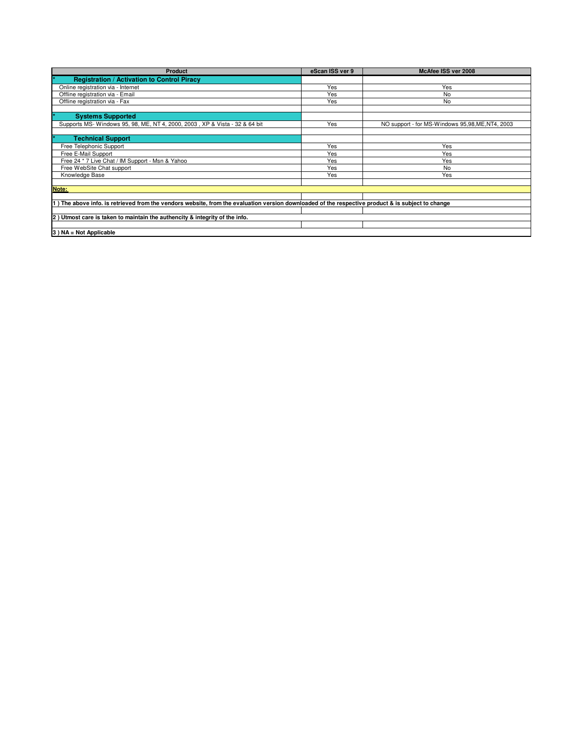| Product | eScan ISS ver 9 | McAfee ISS ver 2008 |
|---|---|---|
| * **Registration / Activation to Control Piracy** | | |
| Online registration via - Internet | Yes | Yes |
| Offline registration via - Email | Yes | No |
| Offline registration via - Fax | Yes | No |
| | | |
| * **Systems Supported** | | |
| Supports MS- Windows 95, 98, ME, NT 4, 2000, 2003 , XP & Vista - 32 & 64 bit | Yes | NO support - for MS-Windows 95,98,ME,NT4, 2003 |
| | | |
| * **Technical Support** | | |
| Free Telephonic Support | Yes | Yes |
| Free E-Mail Support | Yes | Yes |
| Free 24 * 7 Live Chat / IM Support - Msn & Yahoo | Yes | Yes |
| Free WebSite Chat support | Yes | No |
| Knowledge Base | Yes | Yes |

**Note:**

**1 ) The above info. is retrieved from the vendors website, from the evaluation version downloaded of the respective product & is subject to change**

**2 ) Utmost care is taken to maintain the authenticity & integrity of the info.**

**3 ) NA = Not Applicable**